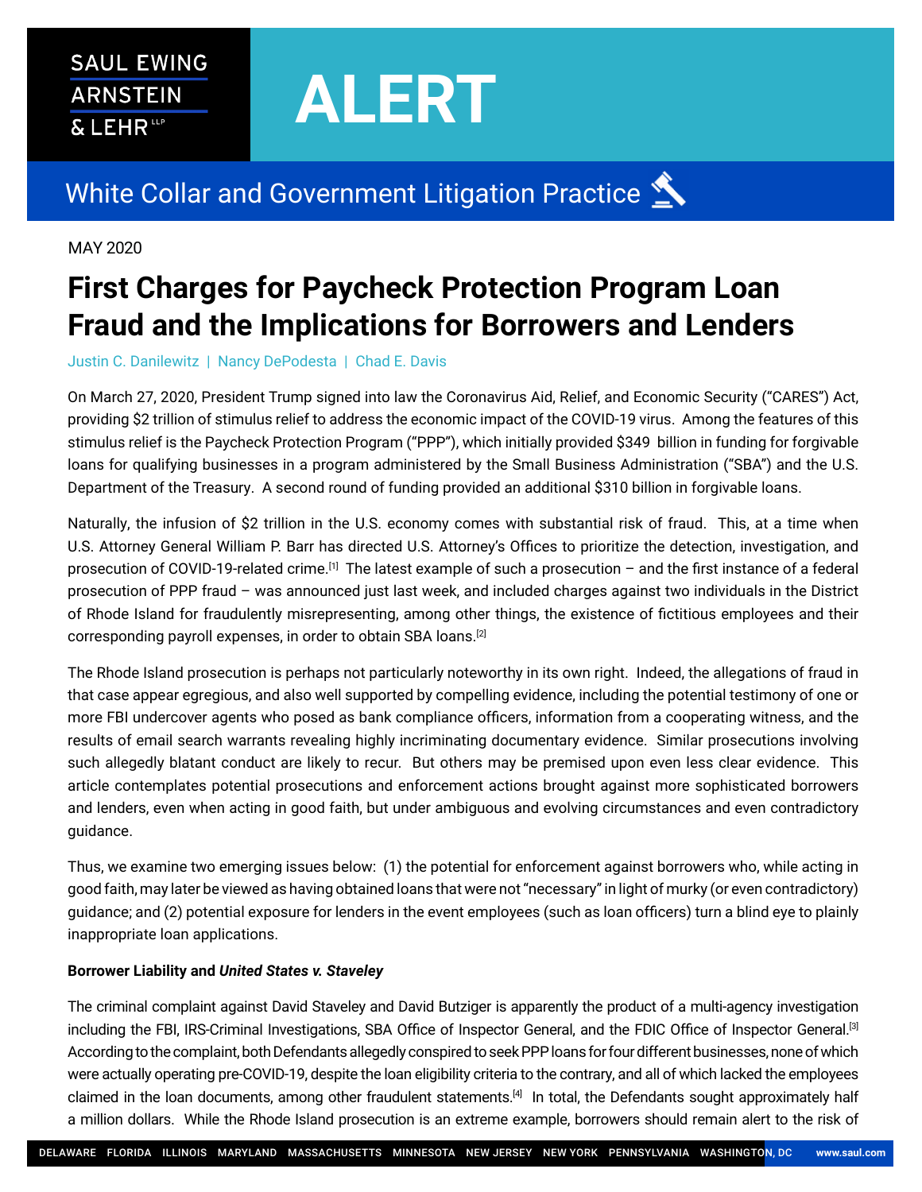SAUL EWING ARNSTEIN & LEHR LLP

# ALERT

## White Collar and Government Litigation Practice

MAY 2020

# First Charges for Paycheck Protection Program Loan Fraud and the Implications for Borrowers and Lenders

Justin C. Danilewitz | Nancy DePodesta | Chad E. Davis

On March 27, 2020, President Trump signed into law the Coronavirus Aid, Relief, and Economic Security ("CARES") Act, providing $2 trillion of stimulus relief to address the economic impact of the COVID-19 virus. Among the features of this stimulus relief is the Paycheck Protection Program ("PPP"), which initially provided $349 billion in funding for forgivable loans for qualifying businesses in a program administered by the Small Business Administration ("SBA") and the U.S. Department of the Treasury. A second round of funding provided an additional $310 billion in forgivable loans.

Naturally, the infusion of $2 trillion in the U.S. economy comes with substantial risk of fraud. This, at a time when U.S. Attorney General William P. Barr has directed U.S. Attorney's Offices to prioritize the detection, investigation, and prosecution of COVID-19-related crime.[1] The latest example of such a prosecution – and the first instance of a federal prosecution of PPP fraud – was announced just last week, and included charges against two individuals in the District of Rhode Island for fraudulently misrepresenting, among other things, the existence of fictitious employees and their corresponding payroll expenses, in order to obtain SBA loans.[2]

The Rhode Island prosecution is perhaps not particularly noteworthy in its own right. Indeed, the allegations of fraud in that case appear egregious, and also well supported by compelling evidence, including the potential testimony of one or more FBI undercover agents who posed as bank compliance officers, information from a cooperating witness, and the results of email search warrants revealing highly incriminating documentary evidence. Similar prosecutions involving such allegedly blatant conduct are likely to recur. But others may be premised upon even less clear evidence. This article contemplates potential prosecutions and enforcement actions brought against more sophisticated borrowers and lenders, even when acting in good faith, but under ambiguous and evolving circumstances and even contradictory guidance.

Thus, we examine two emerging issues below: (1) the potential for enforcement against borrowers who, while acting in good faith, may later be viewed as having obtained loans that were not "necessary" in light of murky (or even contradictory) guidance; and (2) potential exposure for lenders in the event employees (such as loan officers) turn a blind eye to plainly inappropriate loan applications.

**Borrower Liability and *United States v. Staveley***

The criminal complaint against David Staveley and David Butziger is apparently the product of a multi-agency investigation including the FBI, IRS-Criminal Investigations, SBA Office of Inspector General, and the FDIC Office of Inspector General.[3] According to the complaint, both Defendants allegedly conspired to seek PPP loans for four different businesses, none of which were actually operating pre-COVID-19, despite the loan eligibility criteria to the contrary, and all of which lacked the employees claimed in the loan documents, among other fraudulent statements.[4] In total, the Defendants sought approximately half a million dollars. While the Rhode Island prosecution is an extreme example, borrowers should remain alert to the risk of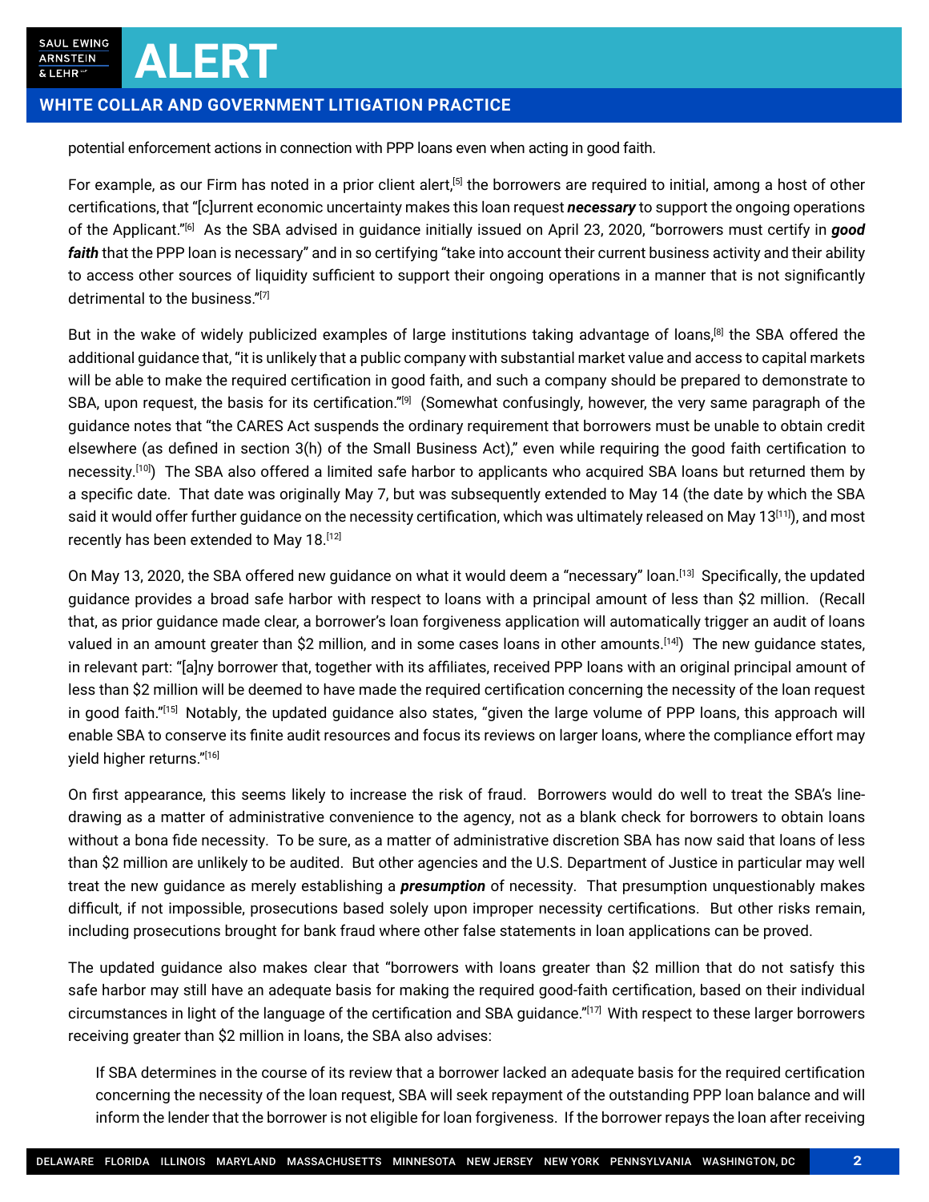potential enforcement actions in connection with PPP loans even when acting in good faith.

For example, as our Firm has noted in a prior client alert,[5] the borrowers are required to initial, among a host of other certifications, that "[c]urrent economic uncertainty makes this loan request ***necessary*** to support the ongoing operations of the Applicant."[6] As the SBA advised in guidance initially issued on April 23, 2020, "borrowers must certify in ***good faith*** that the PPP loan is necessary" and in so certifying "take into account their current business activity and their ability to access other sources of liquidity sufficient to support their ongoing operations in a manner that is not significantly detrimental to the business."[7]

But in the wake of widely publicized examples of large institutions taking advantage of loans,[8] the SBA offered the additional guidance that, "it is unlikely that a public company with substantial market value and access to capital markets will be able to make the required certification in good faith, and such a company should be prepared to demonstrate to SBA, upon request, the basis for its certification."[9] (Somewhat confusingly, however, the very same paragraph of the guidance notes that "the CARES Act suspends the ordinary requirement that borrowers must be unable to obtain credit elsewhere (as defined in section 3(h) of the Small Business Act)," even while requiring the good faith certification to necessity.[10]) The SBA also offered a limited safe harbor to applicants who acquired SBA loans but returned them by a specific date. That date was originally May 7, but was subsequently extended to May 14 (the date by which the SBA said it would offer further guidance on the necessity certification, which was ultimately released on May 13[11]), and most recently has been extended to May 18.[12]

On May 13, 2020, the SBA offered new guidance on what it would deem a "necessary" loan.[13] Specifically, the updated guidance provides a broad safe harbor with respect to loans with a principal amount of less than $2 million. (Recall that, as prior guidance made clear, a borrower's loan forgiveness application will automatically trigger an audit of loans valued in an amount greater than $2 million, and in some cases loans in other amounts.[14]) The new guidance states, in relevant part: "[a]ny borrower that, together with its affiliates, received PPP loans with an original principal amount of less than $2 million will be deemed to have made the required certification concerning the necessity of the loan request in good faith."[15] Notably, the updated guidance also states, "given the large volume of PPP loans, this approach will enable SBA to conserve its finite audit resources and focus its reviews on larger loans, where the compliance effort may yield higher returns."[16]

On first appearance, this seems likely to increase the risk of fraud. Borrowers would do well to treat the SBA's line-drawing as a matter of administrative convenience to the agency, not as a blank check for borrowers to obtain loans without a bona fide necessity. To be sure, as a matter of administrative discretion SBA has now said that loans of less than $2 million are unlikely to be audited. But other agencies and the U.S. Department of Justice in particular may well treat the new guidance as merely establishing a ***presumption*** of necessity. That presumption unquestionably makes difficult, if not impossible, prosecutions based solely upon improper necessity certifications. But other risks remain, including prosecutions brought for bank fraud where other false statements in loan applications can be proved.

The updated guidance also makes clear that "borrowers with loans greater than $2 million that do not satisfy this safe harbor may still have an adequate basis for making the required good-faith certification, based on their individual circumstances in light of the language of the certification and SBA guidance."[17] With respect to these larger borrowers receiving greater than $2 million in loans, the SBA also advises:

> If SBA determines in the course of its review that a borrower lacked an adequate basis for the required certification concerning the necessity of the loan request, SBA will seek repayment of the outstanding PPP loan balance and will inform the lender that the borrower is not eligible for loan forgiveness. If the borrower repays the loan after receiving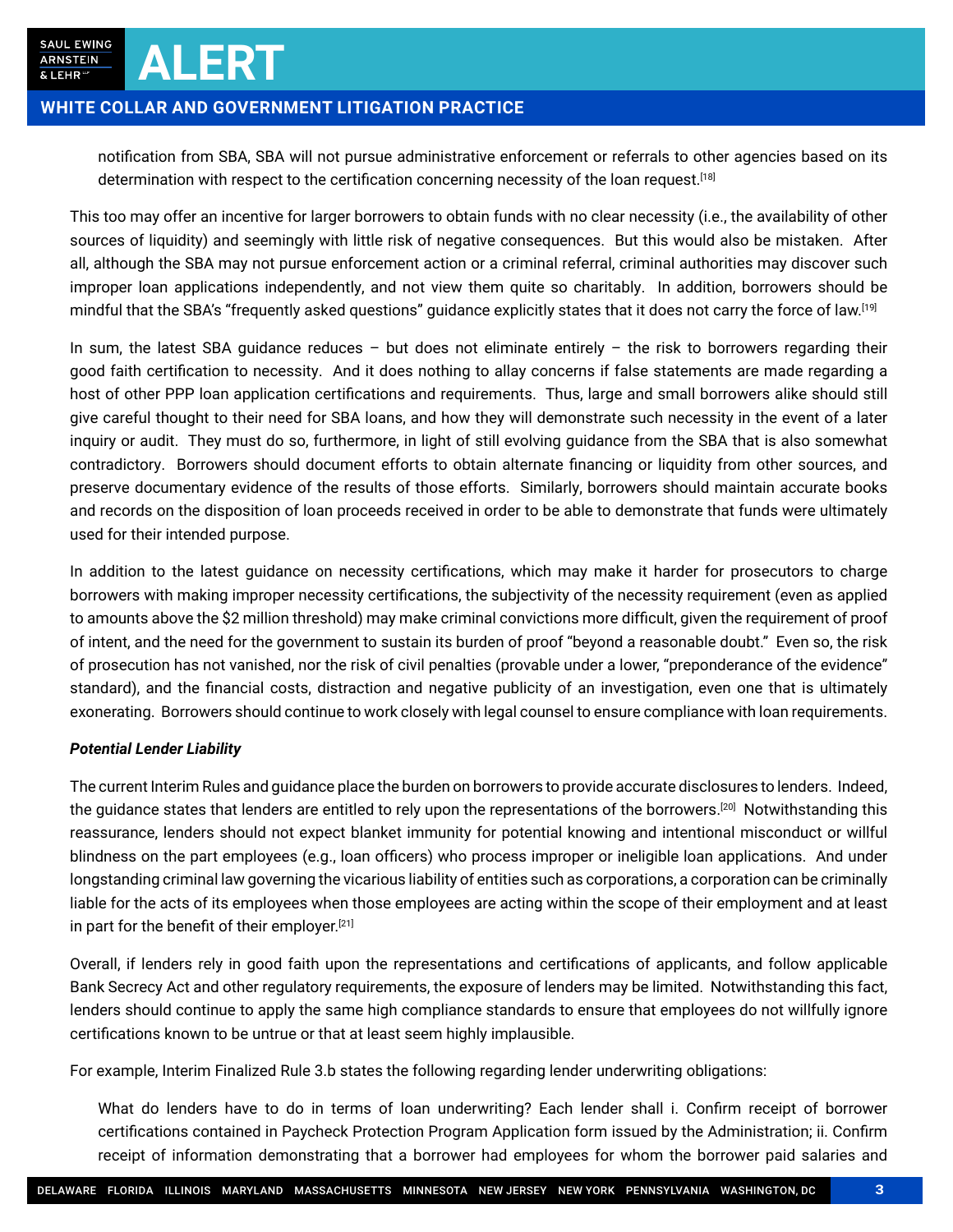notification from SBA, SBA will not pursue administrative enforcement or referrals to other agencies based on its determination with respect to the certification concerning necessity of the loan request.[18]

This too may offer an incentive for larger borrowers to obtain funds with no clear necessity (i.e., the availability of other sources of liquidity) and seemingly with little risk of negative consequences. But this would also be mistaken. After all, although the SBA may not pursue enforcement action or a criminal referral, criminal authorities may discover such improper loan applications independently, and not view them quite so charitably. In addition, borrowers should be mindful that the SBA's "frequently asked questions" guidance explicitly states that it does not carry the force of law.[19]

In sum, the latest SBA guidance reduces – but does not eliminate entirely – the risk to borrowers regarding their good faith certification to necessity. And it does nothing to allay concerns if false statements are made regarding a host of other PPP loan application certifications and requirements. Thus, large and small borrowers alike should still give careful thought to their need for SBA loans, and how they will demonstrate such necessity in the event of a later inquiry or audit. They must do so, furthermore, in light of still evolving guidance from the SBA that is also somewhat contradictory. Borrowers should document efforts to obtain alternate financing or liquidity from other sources, and preserve documentary evidence of the results of those efforts. Similarly, borrowers should maintain accurate books and records on the disposition of loan proceeds received in order to be able to demonstrate that funds were ultimately used for their intended purpose.

In addition to the latest guidance on necessity certifications, which may make it harder for prosecutors to charge borrowers with making improper necessity certifications, the subjectivity of the necessity requirement (even as applied to amounts above the $2 million threshold) may make criminal convictions more difficult, given the requirement of proof of intent, and the need for the government to sustain its burden of proof "beyond a reasonable doubt." Even so, the risk of prosecution has not vanished, nor the risk of civil penalties (provable under a lower, "preponderance of the evidence" standard), and the financial costs, distraction and negative publicity of an investigation, even one that is ultimately exonerating. Borrowers should continue to work closely with legal counsel to ensure compliance with loan requirements.

***Potential Lender Liability***

The current Interim Rules and guidance place the burden on borrowers to provide accurate disclosures to lenders. Indeed, the guidance states that lenders are entitled to rely upon the representations of the borrowers.[20] Notwithstanding this reassurance, lenders should not expect blanket immunity for potential knowing and intentional misconduct or willful blindness on the part employees (e.g., loan officers) who process improper or ineligible loan applications. And under longstanding criminal law governing the vicarious liability of entities such as corporations, a corporation can be criminally liable for the acts of its employees when those employees are acting within the scope of their employment and at least in part for the benefit of their employer.[21]

Overall, if lenders rely in good faith upon the representations and certifications of applicants, and follow applicable Bank Secrecy Act and other regulatory requirements, the exposure of lenders may be limited. Notwithstanding this fact, lenders should continue to apply the same high compliance standards to ensure that employees do not willfully ignore certifications known to be untrue or that at least seem highly implausible.

For example, Interim Finalized Rule 3.b states the following regarding lender underwriting obligations:

> What do lenders have to do in terms of loan underwriting? Each lender shall i. Confirm receipt of borrower certifications contained in Paycheck Protection Program Application form issued by the Administration; ii. Confirm receipt of information demonstrating that a borrower had employees for whom the borrower paid salaries and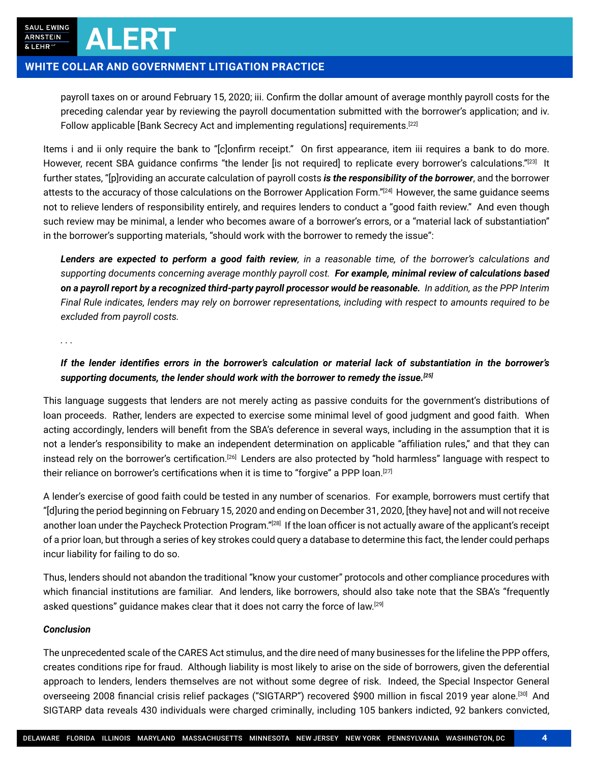payroll taxes on or around February 15, 2020; iii. Confirm the dollar amount of average monthly payroll costs for the preceding calendar year by reviewing the payroll documentation submitted with the borrower's application; and iv. Follow applicable [Bank Secrecy Act and implementing regulations] requirements.[22]

Items i and ii only require the bank to "[c]onfirm receipt." On first appearance, item iii requires a bank to do more. However, recent SBA guidance confirms "the lender [is not required] to replicate every borrower's calculations."[23] It further states, "[p]roviding an accurate calculation of payroll costs ***is the responsibility of the borrower***, and the borrower attests to the accuracy of those calculations on the Borrower Application Form."[24] However, the same guidance seems not to relieve lenders of responsibility entirely, and requires lenders to conduct a "good faith review." And even though such review may be minimal, a lender who becomes aware of a borrower's errors, or a "material lack of substantiation" in the borrower's supporting materials, "should work with the borrower to remedy the issue":

> ***Lenders are expected to perform a good faith review****, in a reasonable time, of the borrower's calculations and supporting documents concerning average monthly payroll cost.* ***For example, minimal review of calculations based on a payroll report by a recognized third-party payroll processor would be reasonable.*** *In addition, as the PPP Interim Final Rule indicates, lenders may rely on borrower representations, including with respect to amounts required to be excluded from payroll costs.*
>
> . . .
>
> ***If the lender identifies errors in the borrower's calculation or material lack of substantiation in the borrower's supporting documents, the lender should work with the borrower to remedy the issue.***[25]

This language suggests that lenders are not merely acting as passive conduits for the government's distributions of loan proceeds. Rather, lenders are expected to exercise some minimal level of good judgment and good faith. When acting accordingly, lenders will benefit from the SBA's deference in several ways, including in the assumption that it is not a lender's responsibility to make an independent determination on applicable "affiliation rules," and that they can instead rely on the borrower's certification.[26] Lenders are also protected by "hold harmless" language with respect to their reliance on borrower's certifications when it is time to "forgive" a PPP loan.[27]

A lender's exercise of good faith could be tested in any number of scenarios. For example, borrowers must certify that "[d]uring the period beginning on February 15, 2020 and ending on December 31, 2020, [they have] not and will not receive another loan under the Paycheck Protection Program."[28] If the loan officer is not actually aware of the applicant's receipt of a prior loan, but through a series of key strokes could query a database to determine this fact, the lender could perhaps incur liability for failing to do so.

Thus, lenders should not abandon the traditional "know your customer" protocols and other compliance procedures with which financial institutions are familiar. And lenders, like borrowers, should also take note that the SBA's "frequently asked questions" guidance makes clear that it does not carry the force of law.[29]

***Conclusion***

The unprecedented scale of the CARES Act stimulus, and the dire need of many businesses for the lifeline the PPP offers, creates conditions ripe for fraud. Although liability is most likely to arise on the side of borrowers, given the deferential approach to lenders, lenders themselves are not without some degree of risk. Indeed, the Special Inspector General overseeing 2008 financial crisis relief packages ("SIGTARP") recovered $900 million in fiscal 2019 year alone.[30] And SIGTARP data reveals 430 individuals were charged criminally, including 105 bankers indicted, 92 bankers convicted,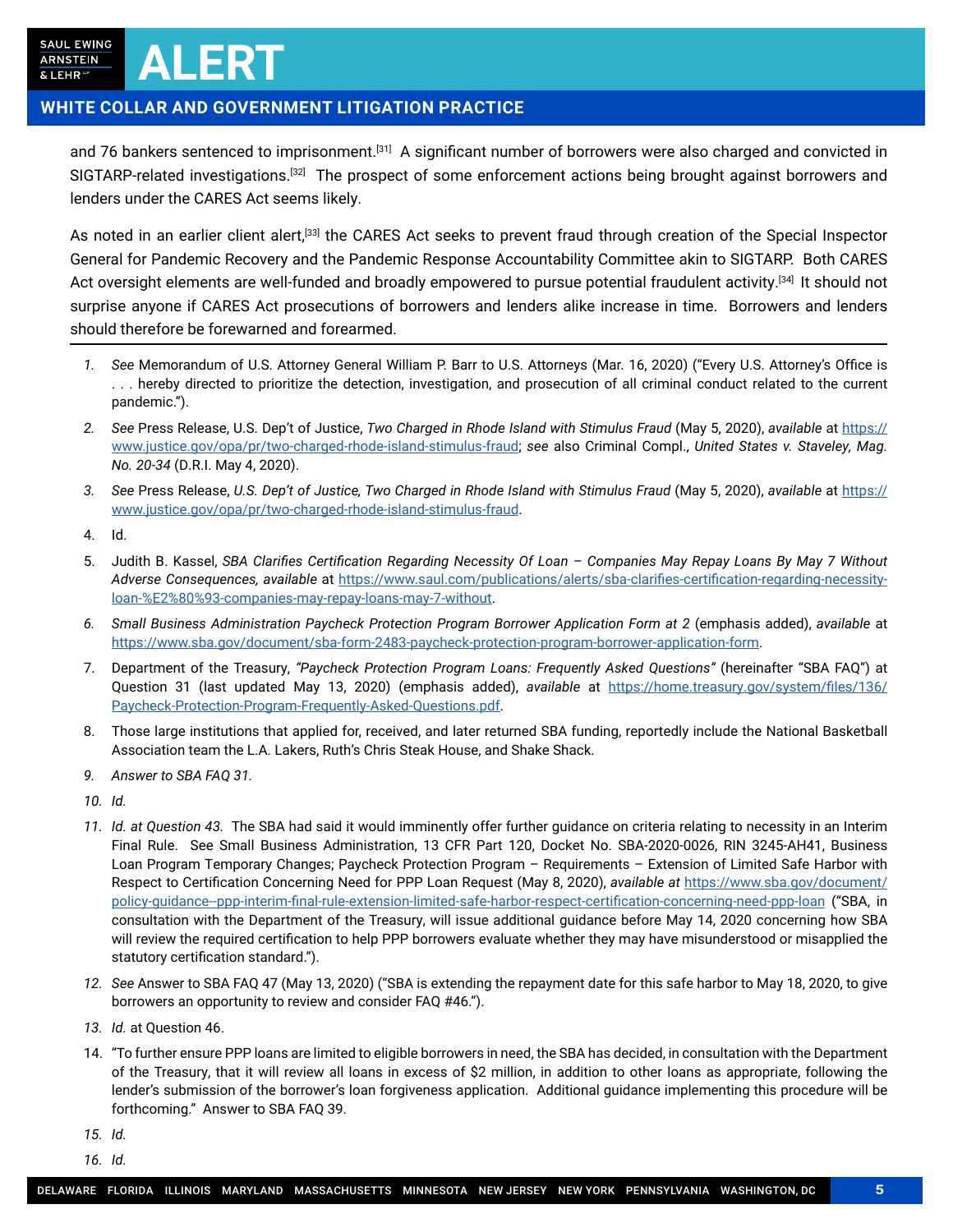and 76 bankers sentenced to imprisonment.[31] A significant number of borrowers were also charged and convicted in SIGTARP-related investigations.[32] The prospect of some enforcement actions being brought against borrowers and lenders under the CARES Act seems likely.

As noted in an earlier client alert,[33] the CARES Act seeks to prevent fraud through creation of the Special Inspector General for Pandemic Recovery and the Pandemic Response Accountability Committee akin to SIGTARP. Both CARES Act oversight elements are well-funded and broadly empowered to pursue potential fraudulent activity.[34] It should not surprise anyone if CARES Act prosecutions of borrowers and lenders alike increase in time. Borrowers and lenders should therefore be forewarned and forearmed.

---

1. *See* Memorandum of U.S. Attorney General William P. Barr to U.S. Attorneys (Mar. 16, 2020) ("Every U.S. Attorney's Office is . . . hereby directed to prioritize the detection, investigation, and prosecution of all criminal conduct related to the current pandemic.").
2. *See* Press Release, U.S. Dep't of Justice, *Two Charged in Rhode Island with Stimulus Fraud* (May 5, 2020), *available* at https://www.justice.gov/opa/pr/two-charged-rhode-island-stimulus-fraud; *see* also Criminal Compl., *United States v. Staveley, Mag. No. 20-34* (D.R.I. May 4, 2020).
3. *See* Press Release, *U.S. Dep't of Justice, Two Charged in Rhode Island with Stimulus Fraud* (May 5, 2020), *available* at https://www.justice.gov/opa/pr/two-charged-rhode-island-stimulus-fraud.
4. Id.
5. Judith B. Kassel, *SBA Clarifies Certification Regarding Necessity Of Loan – Companies May Repay Loans By May 7 Without Adverse Consequences, available* at https://www.saul.com/publications/alerts/sba-clarifies-certification-regarding-necessity-loan-%E2%80%93-companies-may-repay-loans-may-7-without.
6. *Small Business Administration Paycheck Protection Program Borrower Application Form at 2* (emphasis added), *available* at https://www.sba.gov/document/sba-form-2483-paycheck-protection-program-borrower-application-form.
7. Department of the Treasury, *"Paycheck Protection Program Loans: Frequently Asked Questions"* (hereinafter "SBA FAQ") at Question 31 (last updated May 13, 2020) (emphasis added), *available* at https://home.treasury.gov/system/files/136/Paycheck-Protection-Program-Frequently-Asked-Questions.pdf.
8. Those large institutions that applied for, received, and later returned SBA funding, reportedly include the National Basketball Association team the L.A. Lakers, Ruth's Chris Steak House, and Shake Shack.
9. *Answer to SBA FAQ 31.*
10. *Id.*
11. *Id. at Question 43.* The SBA had said it would imminently offer further guidance on criteria relating to necessity in an Interim Final Rule. See Small Business Administration, 13 CFR Part 120, Docket No. SBA-2020-0026, RIN 3245-AH41, Business Loan Program Temporary Changes; Paycheck Protection Program – Requirements – Extension of Limited Safe Harbor with Respect to Certification Concerning Need for PPP Loan Request (May 8, 2020), *available at* https://www.sba.gov/document/policy-guidance--ppp-interim-final-rule-extension-limited-safe-harbor-respect-certification-concerning-need-ppp-loan ("SBA, in consultation with the Department of the Treasury, will issue additional guidance before May 14, 2020 concerning how SBA will review the required certification to help PPP borrowers evaluate whether they may have misunderstood or misapplied the statutory certification standard.").
12. *See* Answer to SBA FAQ 47 (May 13, 2020) ("SBA is extending the repayment date for this safe harbor to May 18, 2020, to give borrowers an opportunity to review and consider FAQ #46.").
13. *Id.* at Question 46.
14. "To further ensure PPP loans are limited to eligible borrowers in need, the SBA has decided, in consultation with the Department of the Treasury, that it will review all loans in excess of $2 million, in addition to other loans as appropriate, following the lender's submission of the borrower's loan forgiveness application. Additional guidance implementing this procedure will be forthcoming." Answer to SBA FAQ 39.
15. *Id.*
16. *Id.*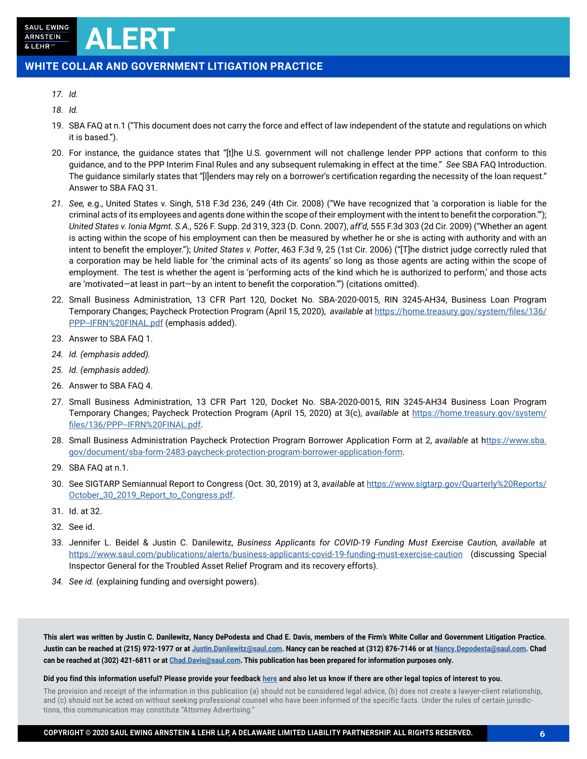17. *Id.*
18. *Id.*
19. SBA FAQ at n.1 ("This document does not carry the force and effect of law independent of the statute and regulations on which it is based.").
20. For instance, the guidance states that "[t]he U.S. government will not challenge lender PPP actions that conform to this guidance, and to the PPP Interim Final Rules and any subsequent rulemaking in effect at the time." *See* SBA FAQ Introduction. The guidance similarly states that "[l]enders may rely on a borrower's certification regarding the necessity of the loan request." Answer to SBA FAQ 31.
21. *See,* e.g., United States v. Singh, 518 F.3d 236, 249 (4th Cir. 2008) ("We have recognized that 'a corporation is liable for the criminal acts of its employees and agents done within the scope of their employment with the intent to benefit the corporation.'"); *United States v. Ionia Mgmt. S.A.,* 526 F. Supp. 2d 319, 323 (D. Conn. 2007), *aff'd,* 555 F.3d 303 (2d Cir. 2009) ("Whether an agent is acting within the scope of his employment can then be measured by whether he or she is acting with authority and with an intent to benefit the employer."); *United States v. Potter*, 463 F.3d 9, 25 (1st Cir. 2006) ("[T]he district judge correctly ruled that a corporation may be held liable for 'the criminal acts of its agents' so long as those agents are acting within the scope of employment. The test is whether the agent is 'performing acts of the kind which he is authorized to perform,' and those acts are 'motivated—at least in part—by an intent to benefit the corporation.'") (citations omitted).
22. Small Business Administration, 13 CFR Part 120, Docket No. SBA-2020-0015, RIN 3245-AH34, Business Loan Program Temporary Changes; Paycheck Protection Program (April 15, 2020), *available* at https://home.treasury.gov/system/files/136/PPP--IFRN%20FINAL.pdf (emphasis added).
23. Answer to SBA FAQ 1.
24. *Id. (emphasis added).*
25. *Id. (emphasis added).*
26. Answer to SBA FAQ 4.
27. Small Business Administration, 13 CFR Part 120, Docket No. SBA-2020-0015, RIN 3245-AH34 Business Loan Program Temporary Changes; Paycheck Protection Program (April 15, 2020) at 3(c), *available* at https://home.treasury.gov/system/files/136/PPP--IFRN%20FINAL.pdf.
28. Small Business Administration Paycheck Protection Program Borrower Application Form at 2, *available* at https://www.sba.gov/document/sba-form-2483-paycheck-protection-program-borrower-application-form.
29. SBA FAQ at n.1.
30. See SIGTARP Semiannual Report to Congress (Oct. 30, 2019) at 3, *available* at https://www.sigtarp.gov/Quarterly%20Reports/October_30_2019_Report_to_Congress.pdf.
31. Id. at 32.
32. See id.
33. Jennifer L. Beidel & Justin C. Danilewitz, *Business Applicants for COVID-19 Funding Must Exercise Caution, available* at https://www.saul.com/publications/alerts/business-applicants-covid-19-funding-must-exercise-caution (discussing Special Inspector General for the Troubled Asset Relief Program and its recovery efforts).
34. *See id.* (explaining funding and oversight powers).

**This alert was written by Justin C. Danilewitz, Nancy DePodesta and Chad E. Davis, members of the Firm's White Collar and Government Litigation Practice. Justin can be reached at (215) 972-1977 or at Justin.Danilewitz@saul.com. Nancy can be reached at (312) 876-7146 or at Nancy.Depodesta@saul.com. Chad can be reached at (302) 421-6811 or at Chad.Davis@saul.com. This publication has been prepared for information purposes only.**

**Did you find this information useful? Please provide your feedback here and also let us know if there are other legal topics of interest to you.**

The provision and receipt of the information in this publication (a) should not be considered legal advice, (b) does not create a lawyer-client relationship, and (c) should not be acted on without seeking professional counsel who have been informed of the specific facts. Under the rules of certain jurisdictions, this communication may constitute "Attorney Advertising."

**COPYRIGHT © 2020 SAUL EWING ARNSTEIN & LEHR LLP, A DELAWARE LIMITED LIABILITY PARTNERSHIP. ALL RIGHTS RESERVED.**